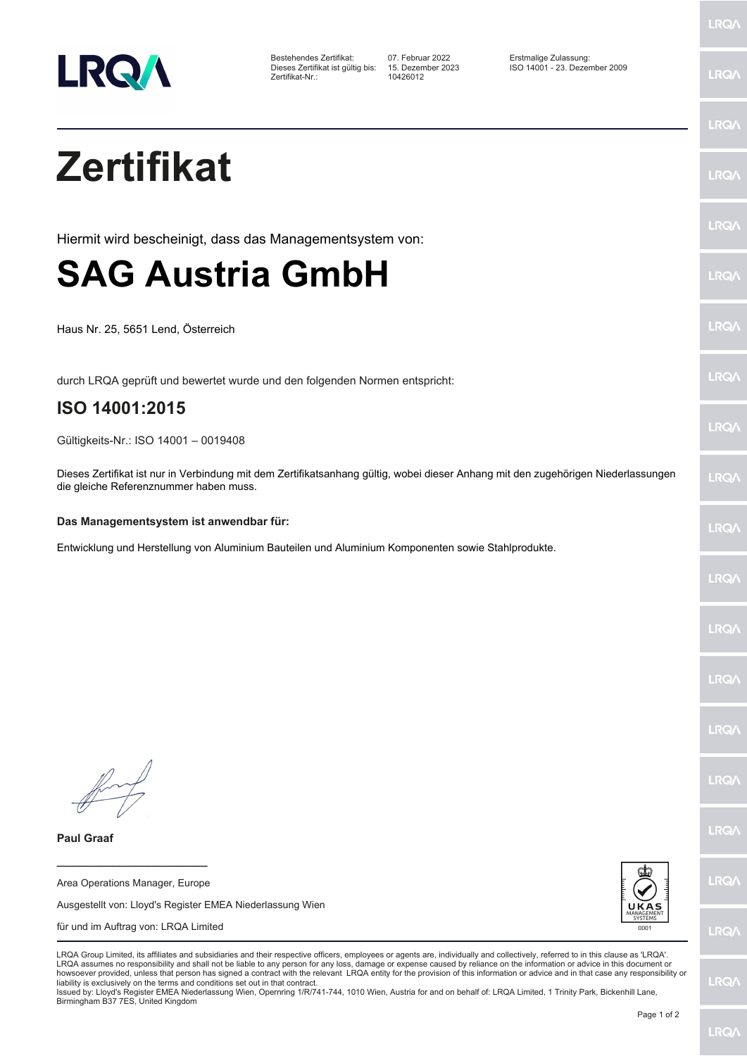Bestehendes Zertifikat: 07. Februar 2022
Dieses Zertifikat ist gültig bis: 15. Dezember 2023
Zertifikat-Nr.: 10426012

Erstmalige Zulassung:
ISO 14001 - 23. Dezember 2009

# Zertifikat

Hiermit wird bescheinigt, dass das Managementsystem von:

# SAG Austria GmbH

Haus Nr. 25, 5651 Lend, Österreich

durch LRQA geprüft und bewertet wurde und den folgenden Normen entspricht:

## ISO 14001:2015

Gültigkeits-Nr.: ISO 14001 – 0019408

Dieses Zertifikat ist nur in Verbindung mit dem Zertifikatsanhang gültig, wobei dieser Anhang mit den zugehörigen Niederlassungen die gleiche Referenznummer haben muss.

**Das Managementsystem ist anwendbar für:**

Entwicklung und Herstellung von Aluminium Bauteilen und Aluminium Komponenten sowie Stahlprodukte.

**Paul Graaf**

Area Operations Manager, Europe

Ausgestellt von: Lloyd's Register EMEA Niederlassung Wien

für und im Auftrag von: LRQA Limited

LRQA Group Limited, its affiliates and subsidiaries and their respective officers, employees or agents are, individually and collectively, referred to in this clause as 'LRQA'. LRQA assumes no responsibility and shall not be liable to any person for any loss, damage or expense caused by reliance on the information or advice in this document or howsoever provided, unless that person has signed a contract with the relevant LRQA entity for the provision of this information or advice and in that case any responsibility or liability is exclusively on the terms and conditions set out in that contract.
Issued by: Lloyd's Register EMEA Niederlassung Wien, Opernring 1/R/741-744, 1010 Wien, Austria for and on behalf of: LRQA Limited, 1 Trinity Park, Bickenhill Lane, Birmingham B37 7ES, United Kingdom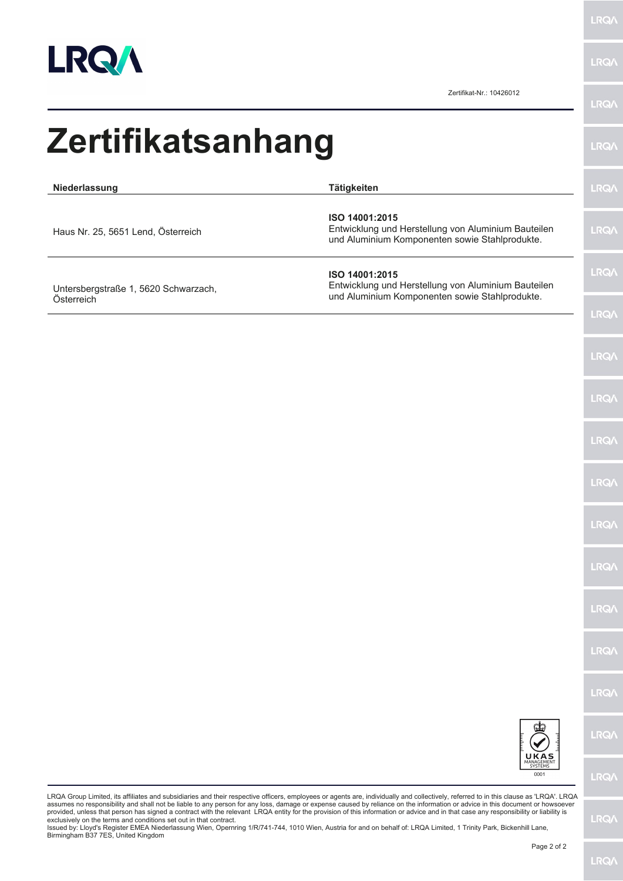Zertifikat-Nr.: 10426012

# Zertifikatsanhang

| Niederlassung | Tätigkeiten |
|---|---|
| Haus Nr. 25, 5651 Lend, Österreich | **ISO 14001:2015** Entwicklung und Herstellung von Aluminium Bauteilen und Aluminium Komponenten sowie Stahlprodukte. |
| Untersbergstraße 1, 5620 Schwarzach, Österreich | **ISO 14001:2015** Entwicklung und Herstellung von Aluminium Bauteilen und Aluminium Komponenten sowie Stahlprodukte. |

UKAS MANAGEMENT SYSTEMS 0001

LRQA Group Limited, its affiliates and subsidiaries and their respective officers, employees or agents are, individually and collectively, referred to in this clause as 'LRQA'. LRQA assumes no responsibility and shall not be liable to any person for any loss, damage or expense caused by reliance on the information or advice in this document or howsoever provided, unless that person has signed a contract with the relevant LRQA entity for the provision of this information or advice and in that case any responsibility or liability is exclusively on the terms and conditions set out in that contract.
Issued by: Lloyd's Register EMEA Niederlassung Wien, Opernring 1/R/741-744, 1010 Wien, Austria for and on behalf of: LRQA Limited, 1 Trinity Park, Bickenhill Lane, Birmingham B37 7ES, United Kingdom